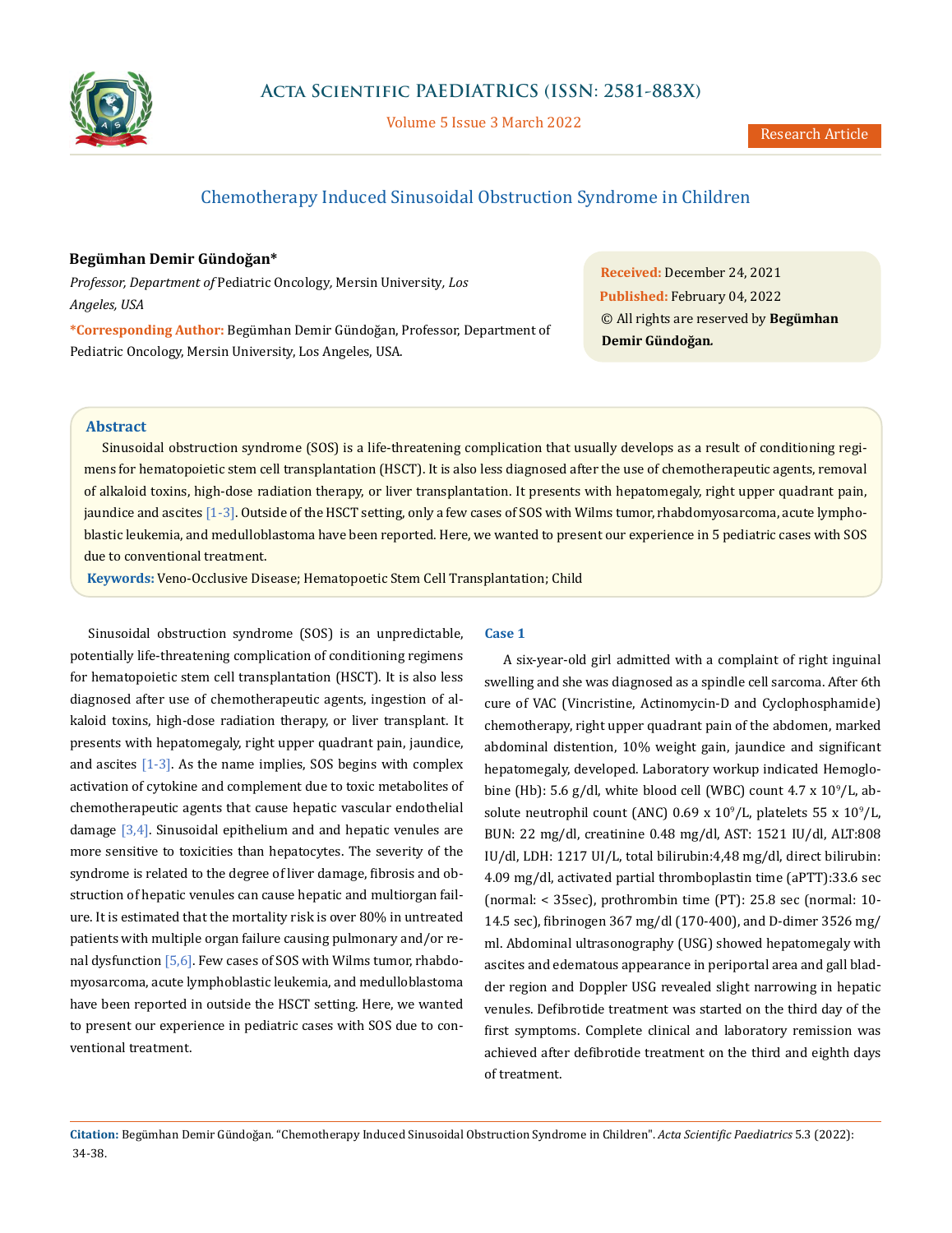Research Article

# Chemotherapy Induced Sinusoidal Obstruction Syndrome in Children

**Begümhan Demir Gündoğan***

*Professor, Department of* Pediatric Oncology, Mersin University*, Los Angeles, USA*

***Corresponding Author:** Begümhan Demir Gündoğan, Professor, Department of Pediatric Oncology, Mersin University, Los Angeles, USA.

**Received:** December 24, 2021
**Published:** February 04, 2022
© All rights are reserved by **Begümhan Demir Gündoğan.**

## Abstract

Sinusoidal obstruction syndrome (SOS) is a life-threatening complication that usually develops as a result of conditioning regimens for hematopoietic stem cell transplantation (HSCT). It is also less diagnosed after the use of chemotherapeutic agents, removal of alkaloid toxins, high-dose radiation therapy, or liver transplantation. It presents with hepatomegaly, right upper quadrant pain, jaundice and ascites [1-3]. Outside of the HSCT setting, only a few cases of SOS with Wilms tumor, rhabdomyosarcoma, acute lymphoblastic leukemia, and medulloblastoma have been reported. Here, we wanted to present our experience in 5 pediatric cases with SOS due to conventional treatment.

**Keywords:** Veno-Occlusive Disease; Hematopoetic Stem Cell Transplantation; Child

Sinusoidal obstruction syndrome (SOS) is an unpredictable, potentially life-threatening complication of conditioning regimens for hematopoietic stem cell transplantation (HSCT). It is also less diagnosed after use of chemotherapeutic agents, ingestion of alkaloid toxins, high-dose radiation therapy, or liver transplant. It presents with hepatomegaly, right upper quadrant pain, jaundice, and ascites [1-3]. As the name implies, SOS begins with complex activation of cytokine and complement due to toxic metabolites of chemotherapeutic agents that cause hepatic vascular endothelial damage [3,4]. Sinusoidal epithelium and and hepatic venules are more sensitive to toxicities than hepatocytes. The severity of the syndrome is related to the degree of liver damage, fibrosis and obstruction of hepatic venules can cause hepatic and multiorgan failure. It is estimated that the mortality risk is over 80% in untreated patients with multiple organ failure causing pulmonary and/or renal dysfunction [5,6]. Few cases of SOS with Wilms tumor, rhabdomyosarcoma, acute lymphoblastic leukemia, and medulloblastoma have been reported in outside the HSCT setting. Here, we wanted to present our experience in pediatric cases with SOS due to conventional treatment.

### Case 1

A six-year-old girl admitted with a complaint of right inguinal swelling and she was diagnosed as a spindle cell sarcoma. After 6th cure of VAC (Vincristine, Actinomycin-D and Cyclophosphamide) chemotherapy, right upper quadrant pain of the abdomen, marked abdominal distention, 10% weight gain, jaundice and significant hepatomegaly, developed. Laboratory workup indicated Hemoglobine (Hb): 5.6 g/dl, white blood cell (WBC) count 4.7 x $10^9$/L, absolute neutrophil count (ANC) 0.69 x $10^9$/L, platelets 55 x $10^9$/L, BUN: 22 mg/dl, creatinine 0.48 mg/dl, AST: 1521 IU/dl, ALT:808 IU/dl, LDH: 1217 UI/L, total bilirubin:4,48 mg/dl, direct bilirubin: 4.09 mg/dl, activated partial thromboplastin time (aPTT):33.6 sec (normal: < 35sec), prothrombin time (PT): 25.8 sec (normal: 10-14.5 sec), fibrinogen 367 mg/dl (170-400), and D-dimer 3526 mg/ml. Abdominal ultrasonography (USG) showed hepatomegaly with ascites and edematous appearance in periportal area and gall bladder region and Doppler USG revealed slight narrowing in hepatic venules. Defibrotide treatment was started on the third day of the first symptoms. Complete clinical and laboratory remission was achieved after defibrotide treatment on the third and eighth days of treatment.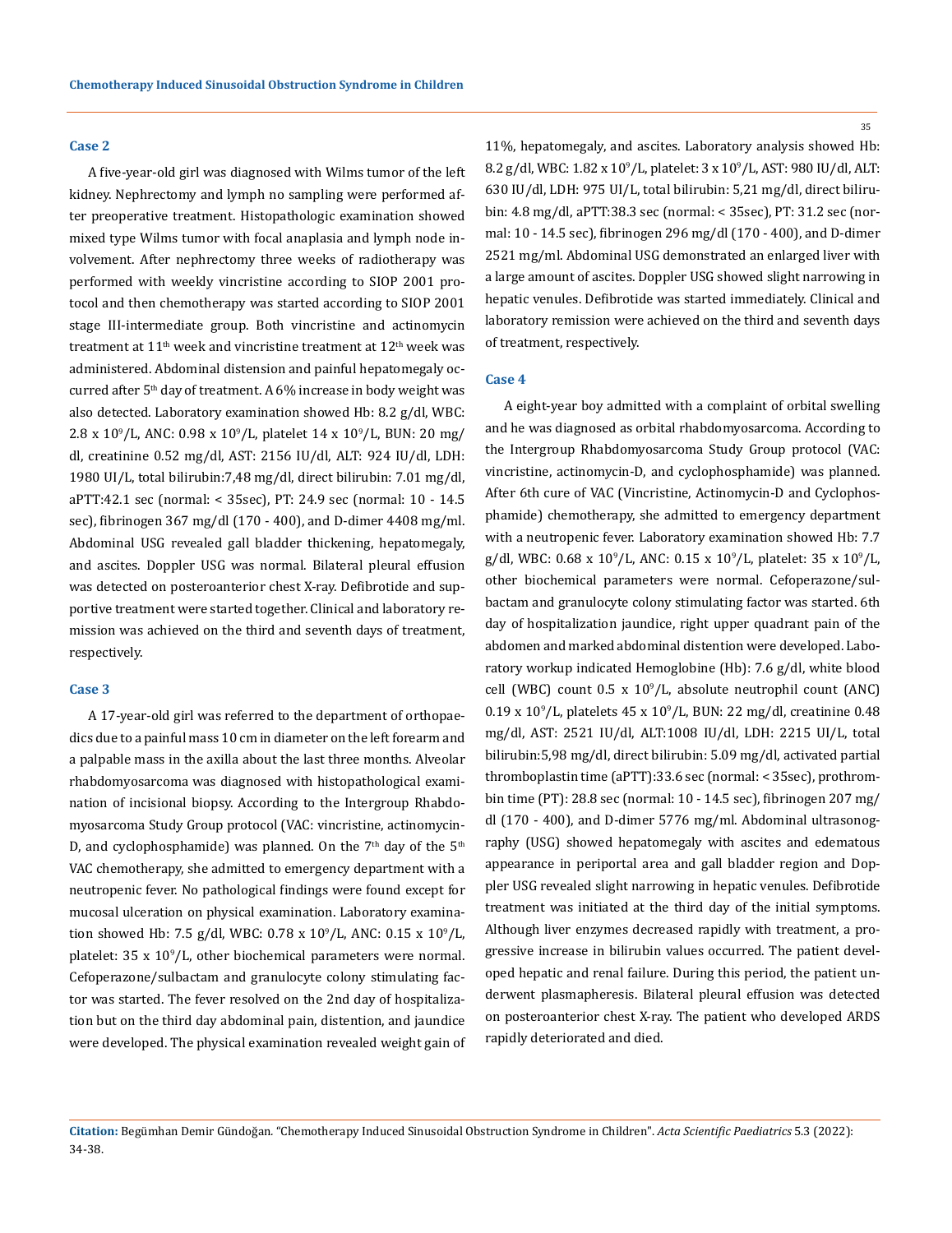### Case 2

A five-year-old girl was diagnosed with Wilms tumor of the left kidney. Nephrectomy and lymph no sampling were performed after preoperative treatment. Histopathologic examination showed mixed type Wilms tumor with focal anaplasia and lymph node involvement. After nephrectomy three weeks of radiotherapy was performed with weekly vincristine according to SIOP 2001 protocol and then chemotherapy was started according to SIOP 2001 stage III-intermediate group. Both vincristine and actinomycin treatment at 11th week and vincristine treatment at 12th week was administered. Abdominal distension and painful hepatomegaly occurred after 5th day of treatment. A 6% increase in body weight was also detected. Laboratory examination showed Hb: 8.2 g/dl, WBC: 2.8 x $10^9$/L, ANC: 0.98 x $10^9$/L, platelet 14 x $10^9$/L, BUN: 20 mg/dl, creatinine 0.52 mg/dl, AST: 2156 IU/dl, ALT: 924 IU/dl, LDH: 1980 UI/L, total bilirubin:7,48 mg/dl, direct bilirubin: 7.01 mg/dl, aPTT:42.1 sec (normal: < 35sec), PT: 24.9 sec (normal: 10 - 14.5 sec), fibrinogen 367 mg/dl (170 - 400), and D-dimer 4408 mg/ml. Abdominal USG revealed gall bladder thickening, hepatomegaly, and ascites. Doppler USG was normal. Bilateral pleural effusion was detected on posteroanterior chest X-ray. Defibrotide and supportive treatment were started together. Clinical and laboratory remission was achieved on the third and seventh days of treatment, respectively.

### Case 3

A 17-year-old girl was referred to the department of orthopaedics due to a painful mass 10 cm in diameter on the left forearm and a palpable mass in the axilla about the last three months. Alveolar rhabdomyosarcoma was diagnosed with histopathological examination of incisional biopsy. According to the Intergroup Rhabdomyosarcoma Study Group protocol (VAC: vincristine, actinomycin-D, and cyclophosphamide) was planned. On the 7th day of the 5th VAC chemotherapy, she admitted to emergency department with a neutropenic fever. No pathological findings were found except for mucosal ulceration on physical examination. Laboratory examination showed Hb: 7.5 g/dl, WBC: 0.78 x $10^9$/L, ANC: 0.15 x $10^9$/L, platelet: 35 x $10^9$/L, other biochemical parameters were normal. Cefoperazone/sulbactam and granulocyte colony stimulating factor was started. The fever resolved on the 2nd day of hospitalization but on the third day abdominal pain, distention, and jaundice were developed. The physical examination revealed weight gain of 11%, hepatomegaly, and ascites. Laboratory analysis showed Hb: 8.2 g/dl, WBC: 1.82 x $10^9$/L, platelet: 3 x $10^9$/L, AST: 980 IU/dl, ALT: 630 IU/dl, LDH: 975 UI/L, total bilirubin: 5,21 mg/dl, direct bilirubin: 4.8 mg/dl, aPTT:38.3 sec (normal: < 35sec), PT: 31.2 sec (normal: 10 - 14.5 sec), fibrinogen 296 mg/dl (170 - 400), and D-dimer 2521 mg/ml. Abdominal USG demonstrated an enlarged liver with a large amount of ascites. Doppler USG showed slight narrowing in hepatic venules. Defibrotide was started immediately. Clinical and laboratory remission were achieved on the third and seventh days of treatment, respectively.

### Case 4

A eight-year boy admitted with a complaint of orbital swelling and he was diagnosed as orbital rhabdomyosarcoma. According to the Intergroup Rhabdomyosarcoma Study Group protocol (VAC: vincristine, actinomycin-D, and cyclophosphamide) was planned. After 6th cure of VAC (Vincristine, Actinomycin-D and Cyclophosphamide) chemotherapy, she admitted to emergency department with a neutropenic fever. Laboratory examination showed Hb: 7.7 g/dl, WBC: 0.68 x $10^9$/L, ANC: 0.15 x $10^9$/L, platelet: 35 x $10^9$/L, other biochemical parameters were normal. Cefoperazone/sulbactam and granulocyte colony stimulating factor was started. 6th day of hospitalization jaundice, right upper quadrant pain of the abdomen and marked abdominal distention were developed. Laboratory workup indicated Hemoglobine (Hb): 7.6 g/dl, white blood cell (WBC) count 0.5 x $10^9$/L, absolute neutrophil count (ANC) 0.19 x $10^9$/L, platelets 45 x $10^9$/L, BUN: 22 mg/dl, creatinine 0.48 mg/dl, AST: 2521 IU/dl, ALT:1008 IU/dl, LDH: 2215 UI/L, total bilirubin:5,98 mg/dl, direct bilirubin: 5.09 mg/dl, activated partial thromboplastin time (aPTT):33.6 sec (normal: < 35sec), prothrombin time (PT): 28.8 sec (normal: 10 - 14.5 sec), fibrinogen 207 mg/dl (170 - 400), and D-dimer 5776 mg/ml. Abdominal ultrasonography (USG) showed hepatomegaly with ascites and edematous appearance in periportal area and gall bladder region and Doppler USG revealed slight narrowing in hepatic venules. Defibrotide treatment was initiated at the third day of the initial symptoms. Although liver enzymes decreased rapidly with treatment, a progressive increase in bilirubin values occurred. The patient developed hepatic and renal failure. During this period, the patient underwent plasmapheresis. Bilateral pleural effusion was detected on posteroanterior chest X-ray. The patient who developed ARDS rapidly deteriorated and died.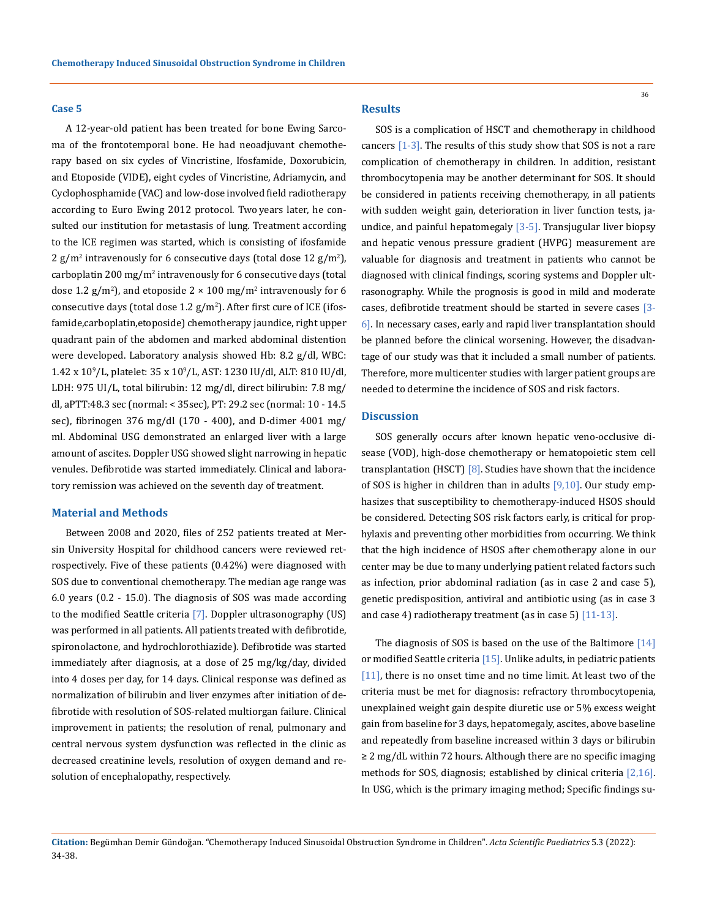### Case 5

A 12-year-old patient has been treated for bone Ewing Sarcoma of the frontotemporal bone. He had neoadjuvant chemotherapy based on six cycles of Vincristine, Ifosfamide, Doxorubicin, and Etoposide (VIDE), eight cycles of Vincristine, Adriamycin, and Cyclophosphamide (VAC) and low-dose involved field radiotherapy according to Euro Ewing 2012 protocol. Two years later, he consulted our institution for metastasis of lung. Treatment according to the ICE regimen was started, which is consisting of ifosfamide 2 g/m$^2$ intravenously for 6 consecutive days (total dose 12 g/m$^2$), carboplatin 200 mg/m$^2$ intravenously for 6 consecutive days (total dose 1.2 g/m$^2$), and etoposide 2 × 100 mg/m$^2$ intravenously for 6 consecutive days (total dose 1.2 g/m$^2$). After first cure of ICE (ifosfamide,carboplatin,etoposide) chemotherapy jaundice, right upper quadrant pain of the abdomen and marked abdominal distention were developed. Laboratory analysis showed Hb: 8.2 g/dl, WBC: 1.42 x 10$^9$/L, platelet: 35 x 10$^9$/L, AST: 1230 IU/dl, ALT: 810 IU/dl, LDH: 975 UI/L, total bilirubin: 12 mg/dl, direct bilirubin: 7.8 mg/dl, aPTT:48.3 sec (normal: < 35sec), PT: 29.2 sec (normal: 10 - 14.5 sec), fibrinogen 376 mg/dl (170 - 400), and D-dimer 4001 mg/ml. Abdominal USG demonstrated an enlarged liver with a large amount of ascites. Doppler USG showed slight narrowing in hepatic venules. Defibrotide was started immediately. Clinical and laboratory remission was achieved on the seventh day of treatment.

## Material and Methods

Between 2008 and 2020, files of 252 patients treated at Mersin University Hospital for childhood cancers were reviewed retrospectively. Five of these patients (0.42%) were diagnosed with SOS due to conventional chemotherapy. The median age range was 6.0 years (0.2 - 15.0). The diagnosis of SOS was made according to the modified Seattle criteria [7]. Doppler ultrasonography (US) was performed in all patients. All patients treated with defibrotide, spironolactone, and hydrochlorothiazide). Defibrotide was started immediately after diagnosis, at a dose of 25 mg/kg/day, divided into 4 doses per day, for 14 days. Clinical response was defined as normalization of bilirubin and liver enzymes after initiation of defibrotide with resolution of SOS-related multiorgan failure. Clinical improvement in patients; the resolution of renal, pulmonary and central nervous system dysfunction was reflected in the clinic as decreased creatinine levels, resolution of oxygen demand and resolution of encephalopathy, respectively.

## Results

SOS is a complication of HSCT and chemotherapy in childhood cancers [1-3]. The results of this study show that SOS is not a rare complication of chemotherapy in children. In addition, resistant thrombocytopenia may be another determinant for SOS. It should be considered in patients receiving chemotherapy, in all patients with sudden weight gain, deterioration in liver function tests, jaundice, and painful hepatomegaly [3-5]. Transjugular liver biopsy and hepatic venous pressure gradient (HVPG) measurement are valuable for diagnosis and treatment in patients who cannot be diagnosed with clinical findings, scoring systems and Doppler ultrasonography. While the prognosis is good in mild and moderate cases, defibrotide treatment should be started in severe cases [3-6]. In necessary cases, early and rapid liver transplantation should be planned before the clinical worsening. However, the disadvantage of our study was that it included a small number of patients. Therefore, more multicenter studies with larger patient groups are needed to determine the incidence of SOS and risk factors.

## Discussion

SOS generally occurs after known hepatic veno-occlusive disease (VOD), high-dose chemotherapy or hematopoietic stem cell transplantation (HSCT) [8]. Studies have shown that the incidence of SOS is higher in children than in adults [9,10]. Our study emphasizes that susceptibility to chemotherapy-induced HSOS should be considered. Detecting SOS risk factors early, is critical for prophylaxis and preventing other morbidities from occurring. We think that the high incidence of HSOS after chemotherapy alone in our center may be due to many underlying patient related factors such as infection, prior abdominal radiation (as in case 2 and case 5), genetic predisposition, antiviral and antibiotic using (as in case 3 and case 4) radiotherapy treatment (as in case 5) [11-13].

The diagnosis of SOS is based on the use of the Baltimore [14] or modified Seattle criteria [15]. Unlike adults, in pediatric patients [11], there is no onset time and no time limit. At least two of the criteria must be met for diagnosis: refractory thrombocytopenia, unexplained weight gain despite diuretic use or 5% excess weight gain from baseline for 3 days, hepatomegaly, ascites, above baseline and repeatedly from baseline increased within 3 days or bilirubin ≥ 2 mg/dL within 72 hours. Although there are no specific imaging methods for SOS, diagnosis; established by clinical criteria [2,16]. In USG, which is the primary imaging method; Specific findings su-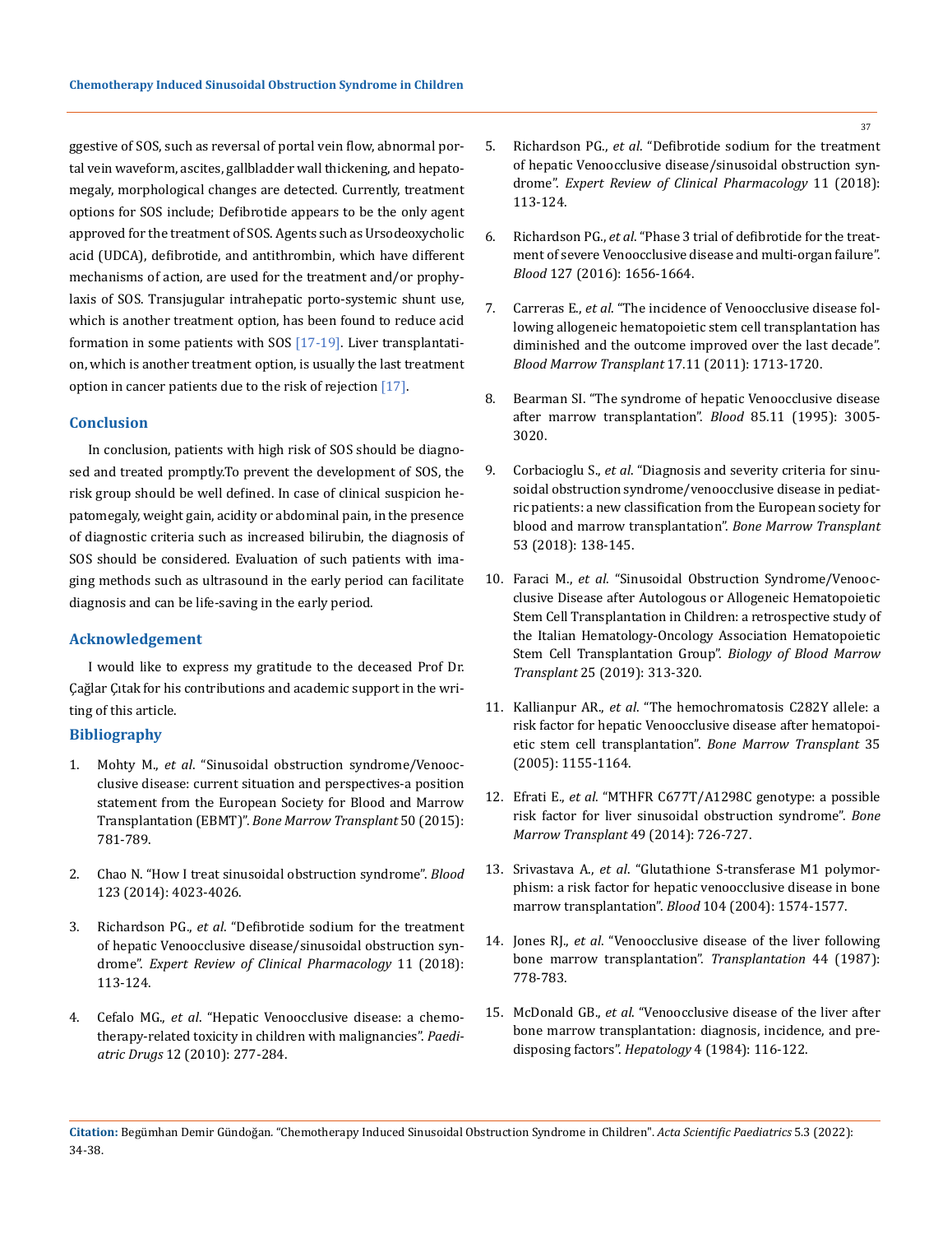ggestive of SOS, such as reversal of portal vein flow, abnormal portal vein waveform, ascites, gallbladder wall thickening, and hepatomegaly, morphological changes are detected. Currently, treatment options for SOS include; Defibrotide appears to be the only agent approved for the treatment of SOS. Agents such as Ursodeoxycholic acid (UDCA), defibrotide, and antithrombin, which have different mechanisms of action, are used for the treatment and/or prophylaxis of SOS. Transjugular intrahepatic porto-systemic shunt use, which is another treatment option, has been found to reduce acid formation in some patients with SOS [17-19]. Liver transplantation, which is another treatment option, is usually the last treatment option in cancer patients due to the risk of rejection [17].

## Conclusion

In conclusion, patients with high risk of SOS should be diagnosed and treated promptly.To prevent the development of SOS, the risk group should be well defined. In case of clinical suspicion hepatomegaly, weight gain, acidity or abdominal pain, in the presence of diagnostic criteria such as increased bilirubin, the diagnosis of SOS should be considered. Evaluation of such patients with imaging methods such as ultrasound in the early period can facilitate diagnosis and can be life-saving in the early period.

## Acknowledgement

I would like to express my gratitude to the deceased Prof Dr. Çağlar Çıtak for his contributions and academic support in the writing of this article.

## Bibliography

1. Mohty M., *et al*. "Sinusoidal obstruction syndrome/Venoocclusive disease: current situation and perspectives-a position statement from the European Society for Blood and Marrow Transplantation (EBMT)". *Bone Marrow Transplant* 50 (2015): 781-789.
2. Chao N. "How I treat sinusoidal obstruction syndrome". *Blood* 123 (2014): 4023-4026.
3. Richardson PG., *et al*. "Defibrotide sodium for the treatment of hepatic Venoocclusive disease/sinusoidal obstruction syndrome". *Expert Review of Clinical Pharmacology* 11 (2018): 113-124.
4. Cefalo MG., *et al*. "Hepatic Venoocclusive disease: a chemotherapy-related toxicity in children with malignancies". *Paediatric Drugs* 12 (2010): 277-284.
5. Richardson PG., *et al*. "Defibrotide sodium for the treatment of hepatic Venoocclusive disease/sinusoidal obstruction syndrome". *Expert Review of Clinical Pharmacology* 11 (2018): 113-124.
6. Richardson PG., *et al*. "Phase 3 trial of defibrotide for the treatment of severe Venoocclusive disease and multi-organ failure". *Blood* 127 (2016): 1656-1664.
7. Carreras E., *et al*. "The incidence of Venoocclusive disease following allogeneic hematopoietic stem cell transplantation has diminished and the outcome improved over the last decade". *Blood Marrow Transplant* 17.11 (2011): 1713-1720.
8. Bearman SI. "The syndrome of hepatic Venoocclusive disease after marrow transplantation". *Blood* 85.11 (1995): 3005-3020.
9. Corbacioglu S., *et al*. "Diagnosis and severity criteria for sinusoidal obstruction syndrome/venoocclusive disease in pediatric patients: a new classification from the European society for blood and marrow transplantation". *Bone Marrow Transplant* 53 (2018): 138-145.
10. Faraci M., *et al*. "Sinusoidal Obstruction Syndrome/Venoocclusive Disease after Autologous or Allogeneic Hematopoietic Stem Cell Transplantation in Children: a retrospective study of the Italian Hematology-Oncology Association Hematopoietic Stem Cell Transplantation Group". *Biology of Blood Marrow Transplant* 25 (2019): 313-320.
11. Kallianpur AR., *et al*. "The hemochromatosis C282Y allele: a risk factor for hepatic Venoocclusive disease after hematopoietic stem cell transplantation". *Bone Marrow Transplant* 35 (2005): 1155-1164.
12. Efrati E., *et al*. "MTHFR C677T/A1298C genotype: a possible risk factor for liver sinusoidal obstruction syndrome". *Bone Marrow Transplant* 49 (2014): 726-727.
13. Srivastava A., *et al*. "Glutathione S-transferase M1 polymorphism: a risk factor for hepatic venoocclusive disease in bone marrow transplantation". *Blood* 104 (2004): 1574-1577.
14. Jones RJ., *et al*. "Venoocclusive disease of the liver following bone marrow transplantation". *Transplantation* 44 (1987): 778-783.
15. McDonald GB., *et al*. "Venoocclusive disease of the liver after bone marrow transplantation: diagnosis, incidence, and predisposing factors". *Hepatology* 4 (1984): 116-122.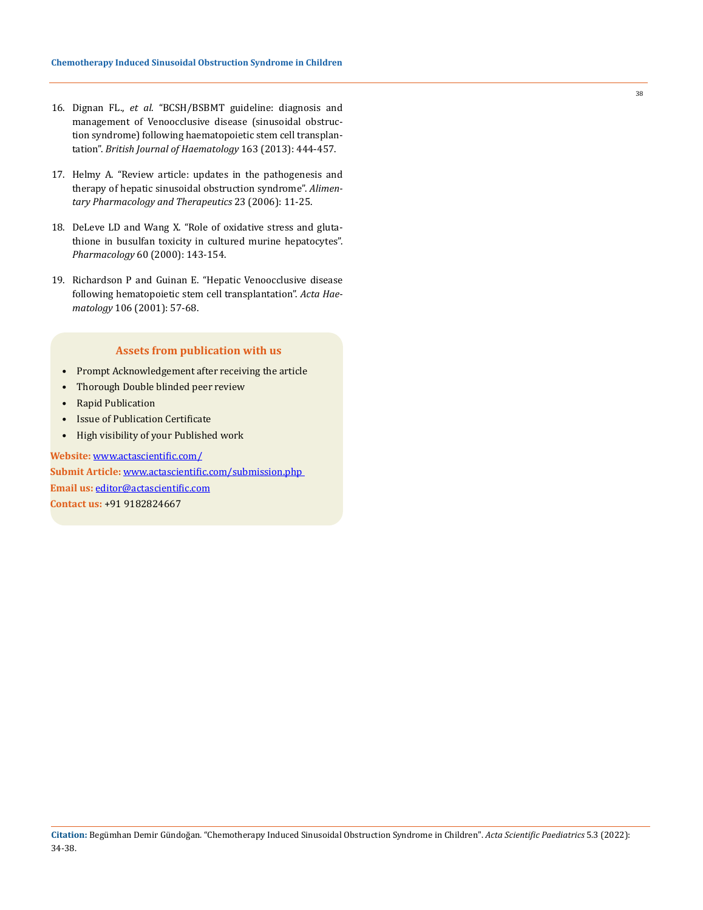16. Dignan FL., *et al*. "BCSH/BSBMT guideline: diagnosis and management of Venoocclusive disease (sinusoidal obstruction syndrome) following haematopoietic stem cell transplantation". *British Journal of Haematology* 163 (2013): 444-457.

17. Helmy A. "Review article: updates in the pathogenesis and therapy of hepatic sinusoidal obstruction syndrome". *Alimentary Pharmacology and Therapeutics* 23 (2006): 11-25.

18. DeLeve LD and Wang X. "Role of oxidative stress and glutathione in busulfan toxicity in cultured murine hepatocytes". *Pharmacology* 60 (2000): 143-154.

19. Richardson P and Guinan E. "Hepatic Venoocclusive disease following hematopoietic stem cell transplantation". *Acta Haematology* 106 (2001): 57-68.

**Assets from publication with us**

- Prompt Acknowledgement after receiving the article
- Thorough Double blinded peer review
- Rapid Publication
- Issue of Publication Certificate
- High visibility of your Published work

**Website:** www.actascientific.com/
**Submit Article:** www.actascientific.com/submission.php
**Email us:** editor@actascientific.com
**Contact us:** +91 9182824667

**Citation:** Begümhan Demir Gündoğan. "Chemotherapy Induced Sinusoidal Obstruction Syndrome in Children". *Acta Scientific Paediatrics* 5.3 (2022): 34-38.